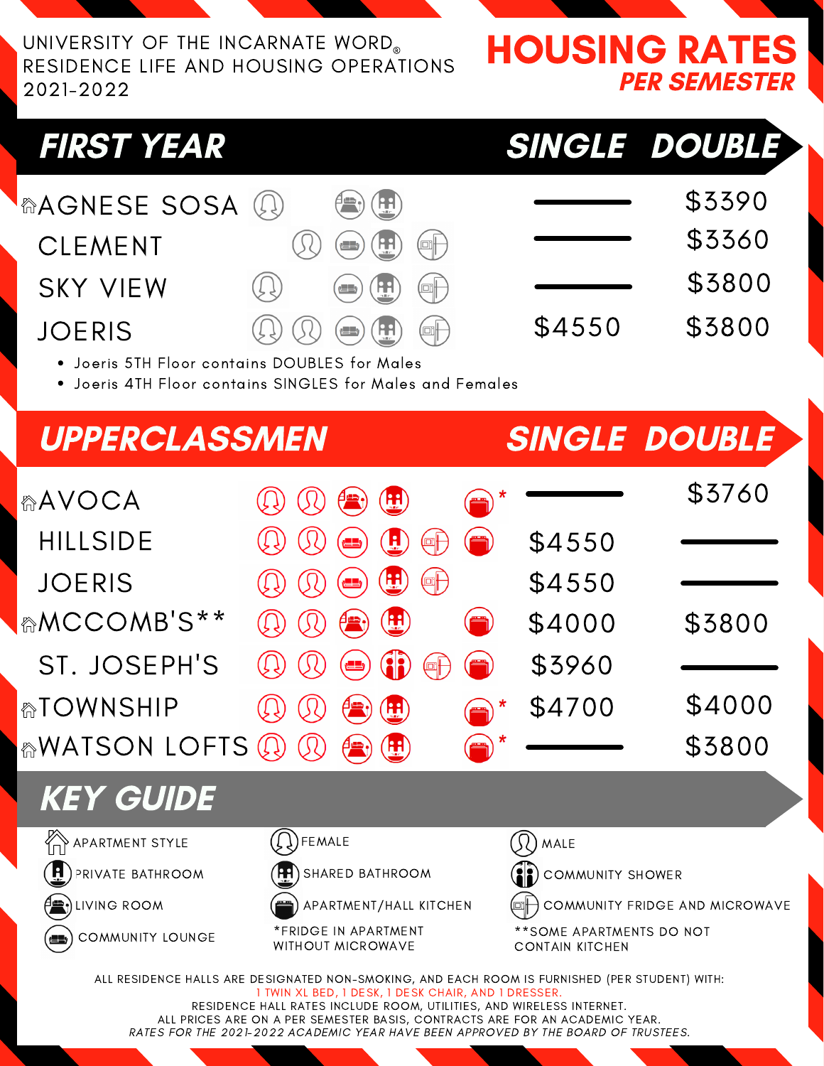UNIVERSITY OF THE INCARNATE WORD®
RESIDENCE LIFE AND HOUSING OPERATIONS
2021-2022

# HOUSING RATES

## *PER SEMESTER*

## FIRST YEAR

| Hall | Single | Double |
|---|---|---|
| ⌂AGNESE SOSA | — | $3390 |
| CLEMENT | — | $3360 |
| SKY VIEW | — | $3800 |
| JOERIS | $4550 | $3800 |

- Joeris 5TH Floor contains DOUBLES for Males
- Joeris 4TH Floor contains SINGLES for Males and Females

## UPPERCLASSMEN

| Hall | Single | Double |
|---|---|---|
| ⌂AVOCA * | — | $3760 |
| HILLSIDE | $4550 | — |
| JOERIS | $4550 | — |
| ⌂MCCOMB'S** | $4000 | $3800 |
| ST. JOSEPH'S | $3960 | — |
| ⌂TOWNSHIP * | $4700 | $4000 |
| ⌂WATSON LOFTS * | — | $3800 |

## KEY GUIDE

- ⌂ APARTMENT STYLE
- FEMALE
- MALE
- PRIVATE BATHROOM
- SHARED BATHROOM
- COMMUNITY SHOWER
- LIVING ROOM
- APARTMENT/HALL KITCHEN
- COMMUNITY FRIDGE AND MICROWAVE
- COMMUNITY LOUNGE
- *FRIDGE IN APARTMENT WITHOUT MICROWAVE
- **SOME APARTMENTS DO NOT CONTAIN KITCHEN

ALL RESIDENCE HALLS ARE DESIGNATED NON-SMOKING, AND EACH ROOM IS FURNISHED (PER STUDENT) WITH:
1 TWIN XL BED, 1 DESK, 1 DESK CHAIR, AND 1 DRESSER.
RESIDENCE HALL RATES INCLUDE ROOM, UTILITIES, AND WIRELESS INTERNET.
ALL PRICES ARE ON A PER SEMESTER BASIS, CONTRACTS ARE FOR AN ACADEMIC YEAR.
*RATES FOR THE 2021-2022 ACADEMIC YEAR HAVE BEEN APPROVED BY THE BOARD OF TRUSTEES.*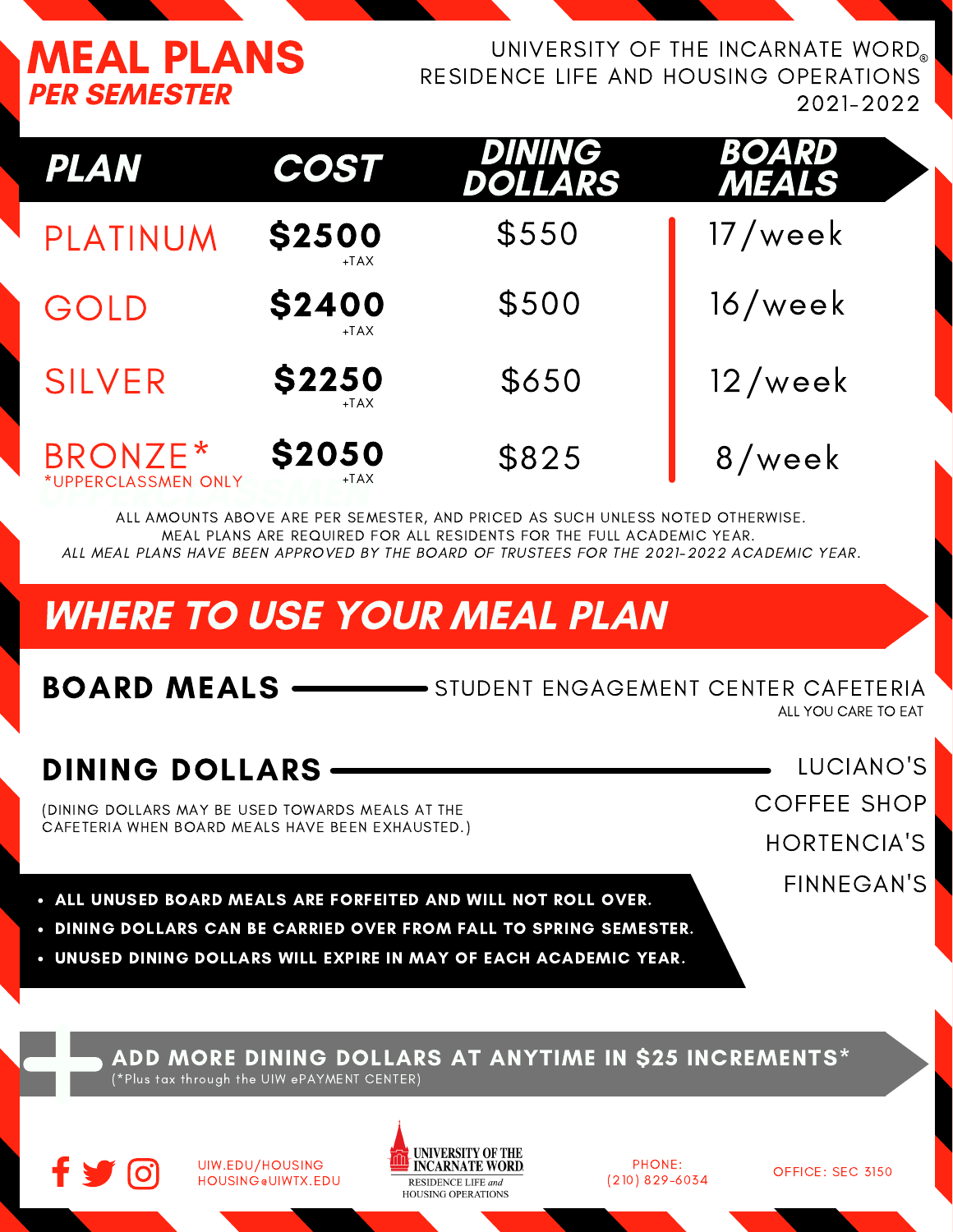# MEAL PLANS

## *PER SEMESTER*

UNIVERSITY OF THE INCARNATE WORD®
RESIDENCE LIFE AND HOUSING OPERATIONS
2021-2022

| PLAN | COST | DINING DOLLARS | BOARD MEALS |
|---|---|---|---|
| PLATINUM | $2500 +TAX | $550 | 17/week |
| GOLD | $2400 +TAX | $500 | 16/week |
| SILVER | $2250 +TAX | $650 | 12/week |
| BRONZE* *UPPERCLASSMEN ONLY | $2050 +TAX | $825 | 8/week |

ALL AMOUNTS ABOVE ARE PER SEMESTER, AND PRICED AS SUCH UNLESS NOTED OTHERWISE.
MEAL PLANS ARE REQUIRED FOR ALL RESIDENTS FOR THE FULL ACADEMIC YEAR.
*ALL MEAL PLANS HAVE BEEN APPROVED BY THE BOARD OF TRUSTEES FOR THE 2021-2022 ACADEMIC YEAR.*

## *WHERE TO USE YOUR MEAL PLAN*

**BOARD MEALS** — STUDENT ENGAGEMENT CENTER CAFETERIA
ALL YOU CARE TO EAT

**DINING DOLLARS** — LUCIANO'S, COFFEE SHOP, HORTENCIA'S, FINNEGAN'S

(DINING DOLLARS MAY BE USED TOWARDS MEALS AT THE CAFETERIA WHEN BOARD MEALS HAVE BEEN EXHAUSTED.)

- **ALL UNUSED BOARD MEALS ARE FORFEITED AND WILL NOT ROLL OVER.**
- **DINING DOLLARS CAN BE CARRIED OVER FROM FALL TO SPRING SEMESTER.**
- **UNUSED DINING DOLLARS WILL EXPIRE IN MAY OF EACH ACADEMIC YEAR.**

**ADD MORE DINING DOLLARS AT ANYTIME IN $25 INCREMENTS***
(*Plus tax through the UIW ePAYMENT CENTER)

UIW.EDU/HOUSING
HOUSING@UIWTX.EDU

UNIVERSITY OF THE INCARNATE WORD
RESIDENCE LIFE and HOUSING OPERATIONS

PHONE: (210) 829-6034

OFFICE: SEC 3150